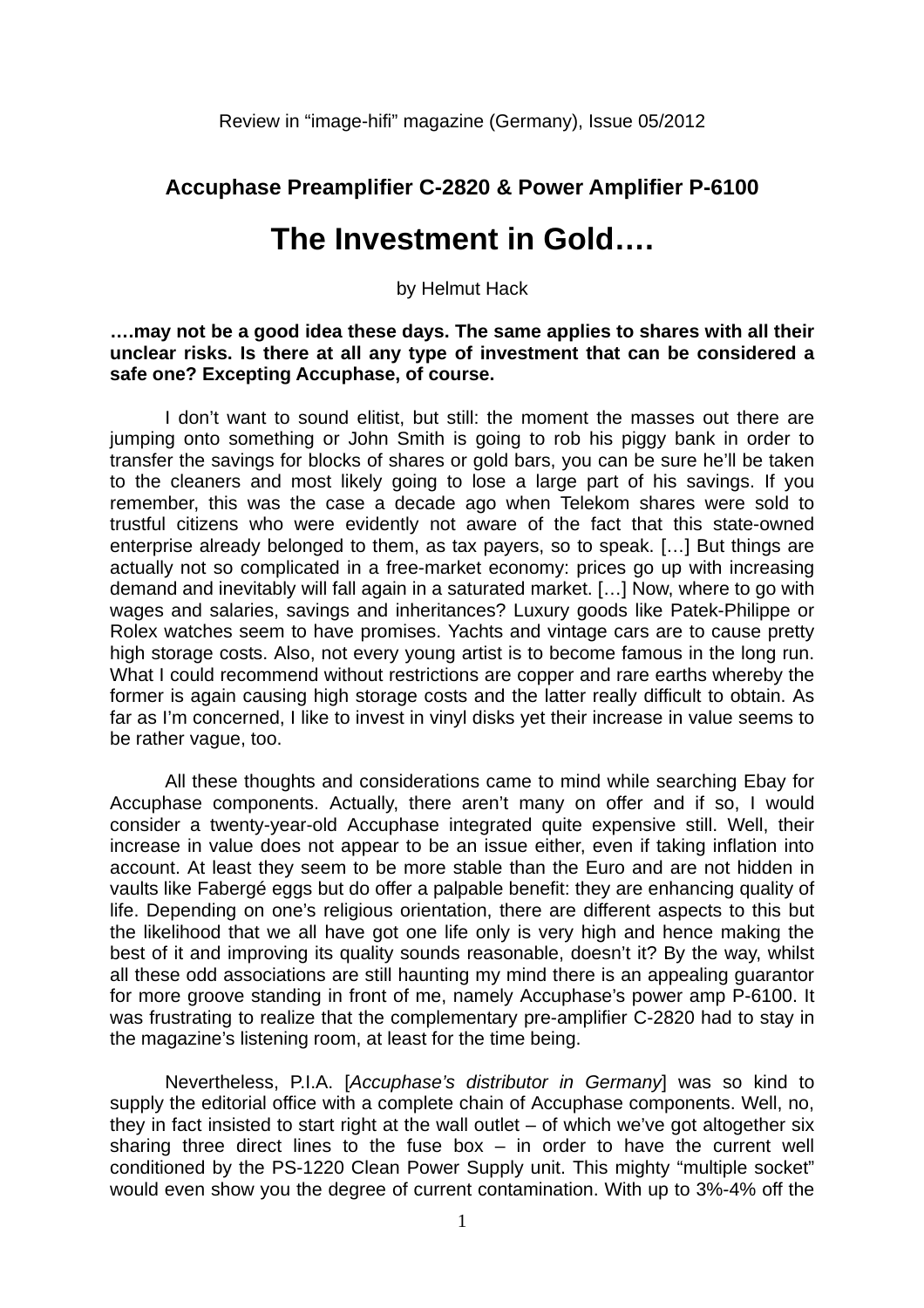Review in “image-hifi” magazine (Germany), Issue 05/2012

### Accuphase Preamplifier C-2820 & Power Amplifier P-6100

# The Investment in Gold….

by Helmut Hack

**….may not be a good idea these days. The same applies to shares with all their unclear risks. Is there at all any type of investment that can be considered a safe one? Excepting Accuphase, of course.**

I don’t want to sound elitist, but still: the moment the masses out there are jumping onto something or John Smith is going to rob his piggy bank in order to transfer the savings for blocks of shares or gold bars, you can be sure he’ll be taken to the cleaners and most likely going to lose a large part of his savings. If you remember, this was the case a decade ago when Telekom shares were sold to trustful citizens who were evidently not aware of the fact that this state-owned enterprise already belonged to them, as tax payers, so to speak. […] But things are actually not so complicated in a free-market economy: prices go up with increasing demand and inevitably will fall again in a saturated market. […] Now, where to go with wages and salaries, savings and inheritances? Luxury goods like Patek-Philippe or Rolex watches seem to have promises. Yachts and vintage cars are to cause pretty high storage costs. Also, not every young artist is to become famous in the long run. What I could recommend without restrictions are copper and rare earths whereby the former is again causing high storage costs and the latter really difficult to obtain. As far as I’m concerned, I like to invest in vinyl disks yet their increase in value seems to be rather vague, too.

All these thoughts and considerations came to mind while searching Ebay for Accuphase components. Actually, there aren’t many on offer and if so, I would consider a twenty-year-old Accuphase integrated quite expensive still. Well, their increase in value does not appear to be an issue either, even if taking inflation into account. At least they seem to be more stable than the Euro and are not hidden in vaults like Fabergé eggs but do offer a palpable benefit: they are enhancing quality of life. Depending on one’s religious orientation, there are different aspects to this but the likelihood that we all have got one life only is very high and hence making the best of it and improving its quality sounds reasonable, doesn’t it? By the way, whilst all these odd associations are still haunting my mind there is an appealing guarantor for more groove standing in front of me, namely Accuphase’s power amp P-6100. It was frustrating to realize that the complementary pre-amplifier C-2820 had to stay in the magazine’s listening room, at least for the time being.

Nevertheless, P.I.A. [*Accuphase’s distributor in Germany*] was so kind to supply the editorial office with a complete chain of Accuphase components. Well, no, they in fact insisted to start right at the wall outlet – of which we’ve got altogether six sharing three direct lines to the fuse box – in order to have the current well conditioned by the PS-1220 Clean Power Supply unit. This mighty “multiple socket” would even show you the degree of current contamination. With up to 3%-4% off the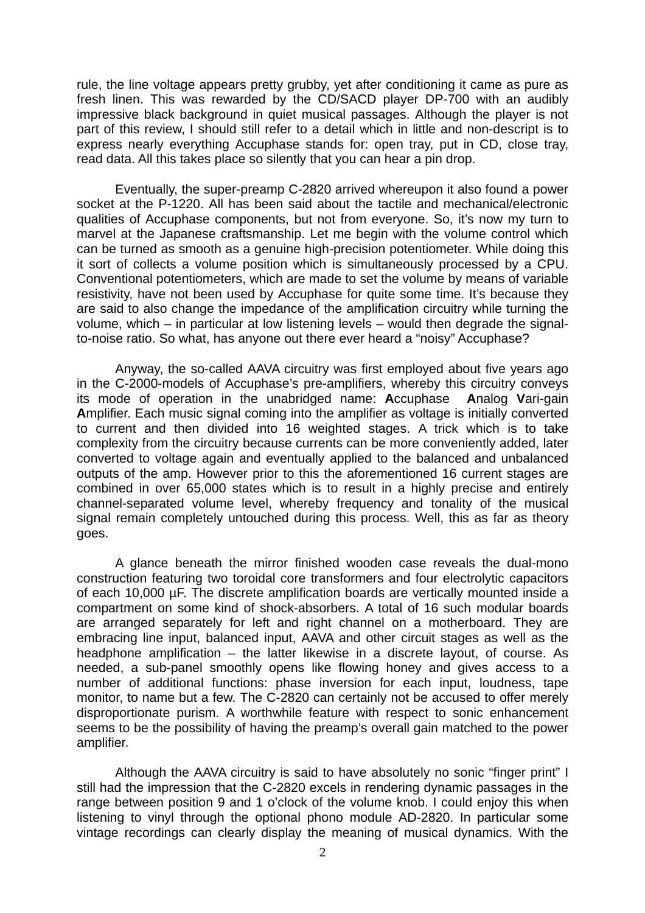rule, the line voltage appears pretty grubby, yet after conditioning it came as pure as fresh linen. This was rewarded by the CD/SACD player DP-700 with an audibly impressive black background in quiet musical passages. Although the player is not part of this review, I should still refer to a detail which in little and non-descript is to express nearly everything Accuphase stands for: open tray, put in CD, close tray, read data. All this takes place so silently that you can hear a pin drop.

Eventually, the super-preamp C-2820 arrived whereupon it also found a power socket at the P-1220. All has been said about the tactile and mechanical/electronic qualities of Accuphase components, but not from everyone. So, it's now my turn to marvel at the Japanese craftsmanship. Let me begin with the volume control which can be turned as smooth as a genuine high-precision potentiometer. While doing this it sort of collects a volume position which is simultaneously processed by a CPU. Conventional potentiometers, which are made to set the volume by means of variable resistivity, have not been used by Accuphase for quite some time. It's because they are said to also change the impedance of the amplification circuitry while turning the volume, which – in particular at low listening levels – would then degrade the signal-to-noise ratio. So what, has anyone out there ever heard a "noisy" Accuphase?

Anyway, the so-called AAVA circuitry was first employed about five years ago in the C-2000-models of Accuphase's pre-amplifiers, whereby this circuitry conveys its mode of operation in the unabridged name: **A**ccuphase **A**nalog **V**ari-gain **A**mplifier. Each music signal coming into the amplifier as voltage is initially converted to current and then divided into 16 weighted stages. A trick which is to take complexity from the circuitry because currents can be more conveniently added, later converted to voltage again and eventually applied to the balanced and unbalanced outputs of the amp. However prior to this the aforementioned 16 current stages are combined in over 65,000 states which is to result in a highly precise and entirely channel-separated volume level, whereby frequency and tonality of the musical signal remain completely untouched during this process. Well, this as far as theory goes.

A glance beneath the mirror finished wooden case reveals the dual-mono construction featuring two toroidal core transformers and four electrolytic capacitors of each 10,000 µF. The discrete amplification boards are vertically mounted inside a compartment on some kind of shock-absorbers. A total of 16 such modular boards are arranged separately for left and right channel on a motherboard. They are embracing line input, balanced input, AAVA and other circuit stages as well as the headphone amplification – the latter likewise in a discrete layout, of course. As needed, a sub-panel smoothly opens like flowing honey and gives access to a number of additional functions: phase inversion for each input, loudness, tape monitor, to name but a few. The C-2820 can certainly not be accused to offer merely disproportionate purism. A worthwhile feature with respect to sonic enhancement seems to be the possibility of having the preamp's overall gain matched to the power amplifier.

Although the AAVA circuitry is said to have absolutely no sonic "finger print" I still had the impression that the C-2820 excels in rendering dynamic passages in the range between position 9 and 1 o'clock of the volume knob. I could enjoy this when listening to vinyl through the optional phono module AD-2820. In particular some vintage recordings can clearly display the meaning of musical dynamics. With the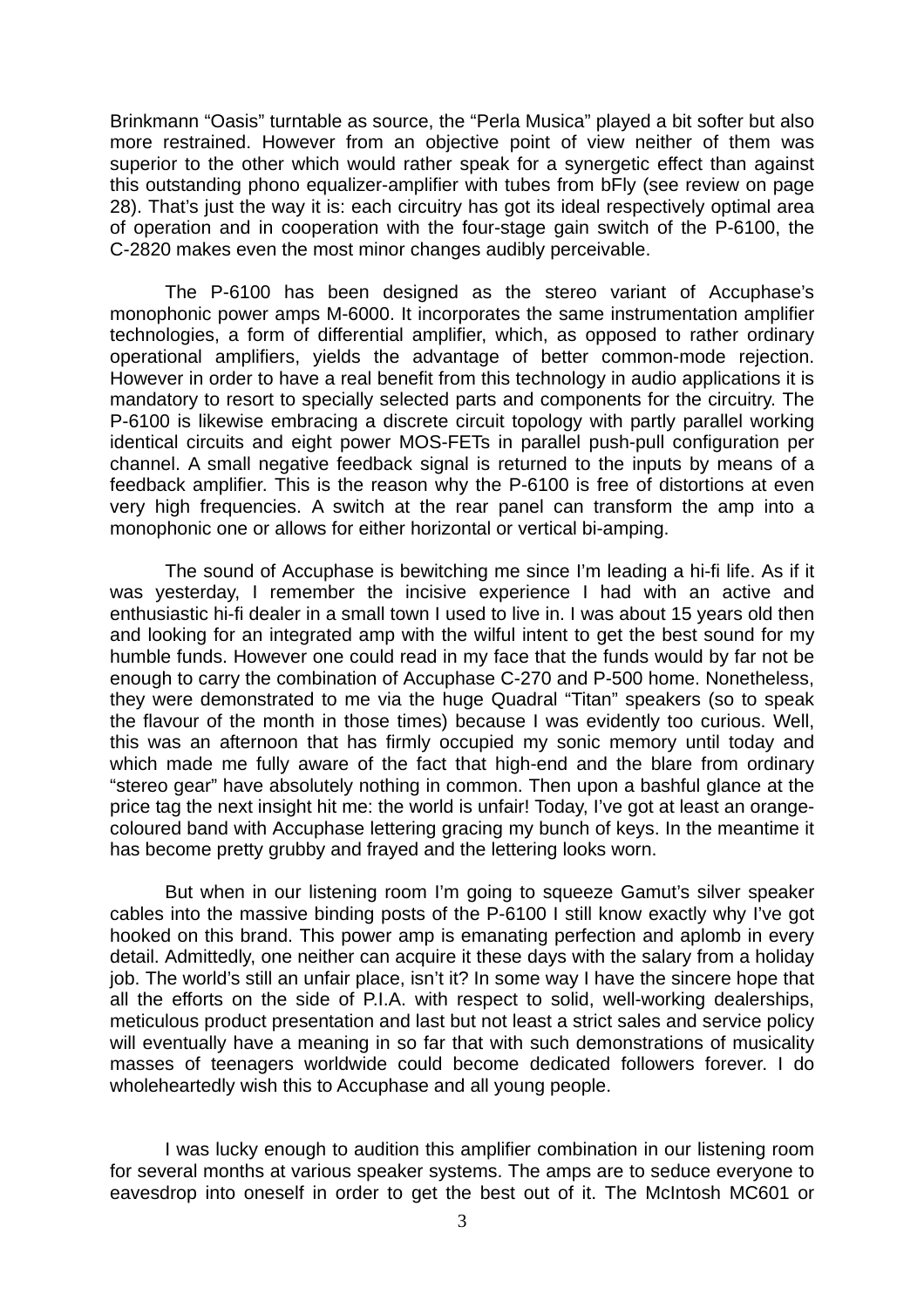Brinkmann “Oasis” turntable as source, the “Perla Musica” played a bit softer but also more restrained. However from an objective point of view neither of them was superior to the other which would rather speak for a synergetic effect than against this outstanding phono equalizer-amplifier with tubes from bFly (see review on page 28). That’s just the way it is: each circuitry has got its ideal respectively optimal area of operation and in cooperation with the four-stage gain switch of the P-6100, the C-2820 makes even the most minor changes audibly perceivable.

The P-6100 has been designed as the stereo variant of Accuphase’s monophonic power amps M-6000. It incorporates the same instrumentation amplifier technologies, a form of differential amplifier, which, as opposed to rather ordinary operational amplifiers, yields the advantage of better common-mode rejection. However in order to have a real benefit from this technology in audio applications it is mandatory to resort to specially selected parts and components for the circuitry. The P-6100 is likewise embracing a discrete circuit topology with partly parallel working identical circuits and eight power MOS-FETs in parallel push-pull configuration per channel. A small negative feedback signal is returned to the inputs by means of a feedback amplifier. This is the reason why the P-6100 is free of distortions at even very high frequencies. A switch at the rear panel can transform the amp into a monophonic one or allows for either horizontal or vertical bi-amping.

The sound of Accuphase is bewitching me since I’m leading a hi-fi life. As if it was yesterday, I remember the incisive experience I had with an active and enthusiastic hi-fi dealer in a small town I used to live in. I was about 15 years old then and looking for an integrated amp with the wilful intent to get the best sound for my humble funds. However one could read in my face that the funds would by far not be enough to carry the combination of Accuphase C-270 and P-500 home. Nonetheless, they were demonstrated to me via the huge Quadral “Titan” speakers (so to speak the flavour of the month in those times) because I was evidently too curious. Well, this was an afternoon that has firmly occupied my sonic memory until today and which made me fully aware of the fact that high-end and the blare from ordinary “stereo gear” have absolutely nothing in common. Then upon a bashful glance at the price tag the next insight hit me: the world is unfair! Today, I’ve got at least an orange-coloured band with Accuphase lettering gracing my bunch of keys. In the meantime it has become pretty grubby and frayed and the lettering looks worn.

But when in our listening room I’m going to squeeze Gamut’s silver speaker cables into the massive binding posts of the P-6100 I still know exactly why I’ve got hooked on this brand. This power amp is emanating perfection and aplomb in every detail. Admittedly, one neither can acquire it these days with the salary from a holiday job. The world’s still an unfair place, isn’t it? In some way I have the sincere hope that all the efforts on the side of P.I.A. with respect to solid, well-working dealerships, meticulous product presentation and last but not least a strict sales and service policy will eventually have a meaning in so far that with such demonstrations of musicality masses of teenagers worldwide could become dedicated followers forever. I do wholeheartedly wish this to Accuphase and all young people.

I was lucky enough to audition this amplifier combination in our listening room for several months at various speaker systems. The amps are to seduce everyone to eavesdrop into oneself in order to get the best out of it. The McIntosh MC601 or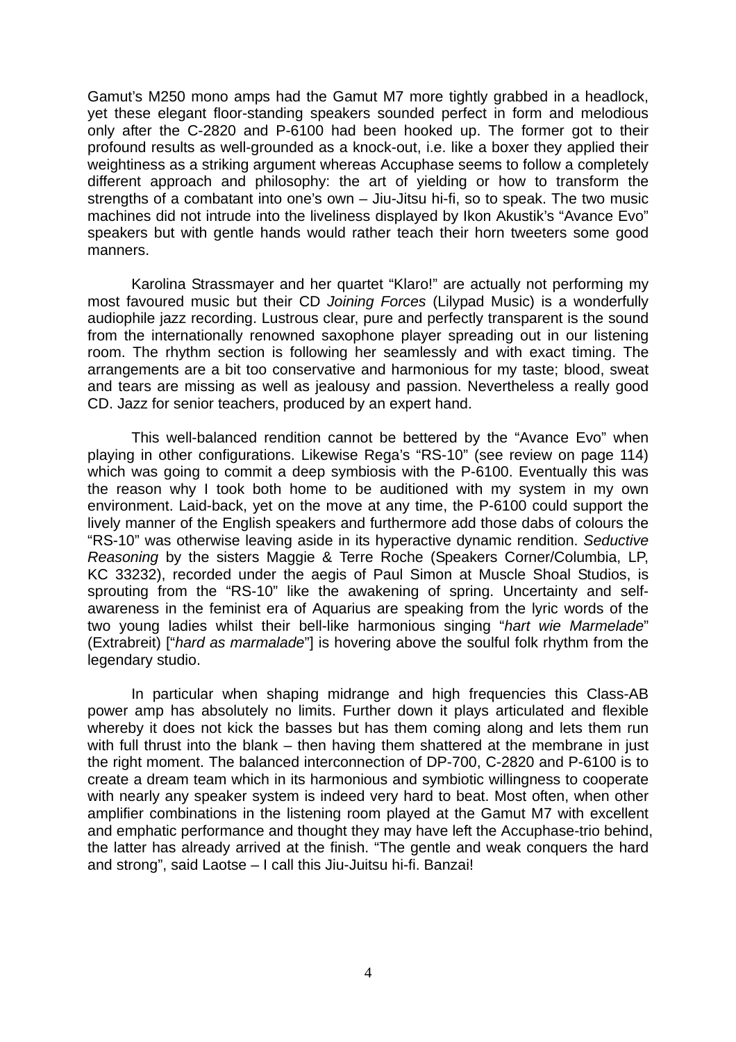Gamut's M250 mono amps had the Gamut M7 more tightly grabbed in a headlock, yet these elegant floor-standing speakers sounded perfect in form and melodious only after the C-2820 and P-6100 had been hooked up. The former got to their profound results as well-grounded as a knock-out, i.e. like a boxer they applied their weightiness as a striking argument whereas Accuphase seems to follow a completely different approach and philosophy: the art of yielding or how to transform the strengths of a combatant into one's own – Jiu-Jitsu hi-fi, so to speak. The two music machines did not intrude into the liveliness displayed by Ikon Akustik's "Avance Evo" speakers but with gentle hands would rather teach their horn tweeters some good manners.

Karolina Strassmayer and her quartet "Klaro!" are actually not performing my most favoured music but their CD *Joining Forces* (Lilypad Music) is a wonderfully audiophile jazz recording. Lustrous clear, pure and perfectly transparent is the sound from the internationally renowned saxophone player spreading out in our listening room. The rhythm section is following her seamlessly and with exact timing. The arrangements are a bit too conservative and harmonious for my taste; blood, sweat and tears are missing as well as jealousy and passion. Nevertheless a really good CD. Jazz for senior teachers, produced by an expert hand.

This well-balanced rendition cannot be bettered by the "Avance Evo" when playing in other configurations. Likewise Rega's "RS-10" (see review on page 114) which was going to commit a deep symbiosis with the P-6100. Eventually this was the reason why I took both home to be auditioned with my system in my own environment. Laid-back, yet on the move at any time, the P-6100 could support the lively manner of the English speakers and furthermore add those dabs of colours the "RS-10" was otherwise leaving aside in its hyperactive dynamic rendition. *Seductive Reasoning* by the sisters Maggie & Terre Roche (Speakers Corner/Columbia, LP, KC 33232), recorded under the aegis of Paul Simon at Muscle Shoal Studios, is sprouting from the "RS-10" like the awakening of spring. Uncertainty and self-awareness in the feminist era of Aquarius are speaking from the lyric words of the two young ladies whilst their bell-like harmonious singing "*hart wie Marmelade*" (Extrabreit) ["*hard as marmalade*"] is hovering above the soulful folk rhythm from the legendary studio.

In particular when shaping midrange and high frequencies this Class-AB power amp has absolutely no limits. Further down it plays articulated and flexible whereby it does not kick the basses but has them coming along and lets them run with full thrust into the blank – then having them shattered at the membrane in just the right moment. The balanced interconnection of DP-700, C-2820 and P-6100 is to create a dream team which in its harmonious and symbiotic willingness to cooperate with nearly any speaker system is indeed very hard to beat. Most often, when other amplifier combinations in the listening room played at the Gamut M7 with excellent and emphatic performance and thought they may have left the Accuphase-trio behind, the latter has already arrived at the finish. "The gentle and weak conquers the hard and strong", said Laotse – I call this Jiu-Juitsu hi-fi. Banzai!